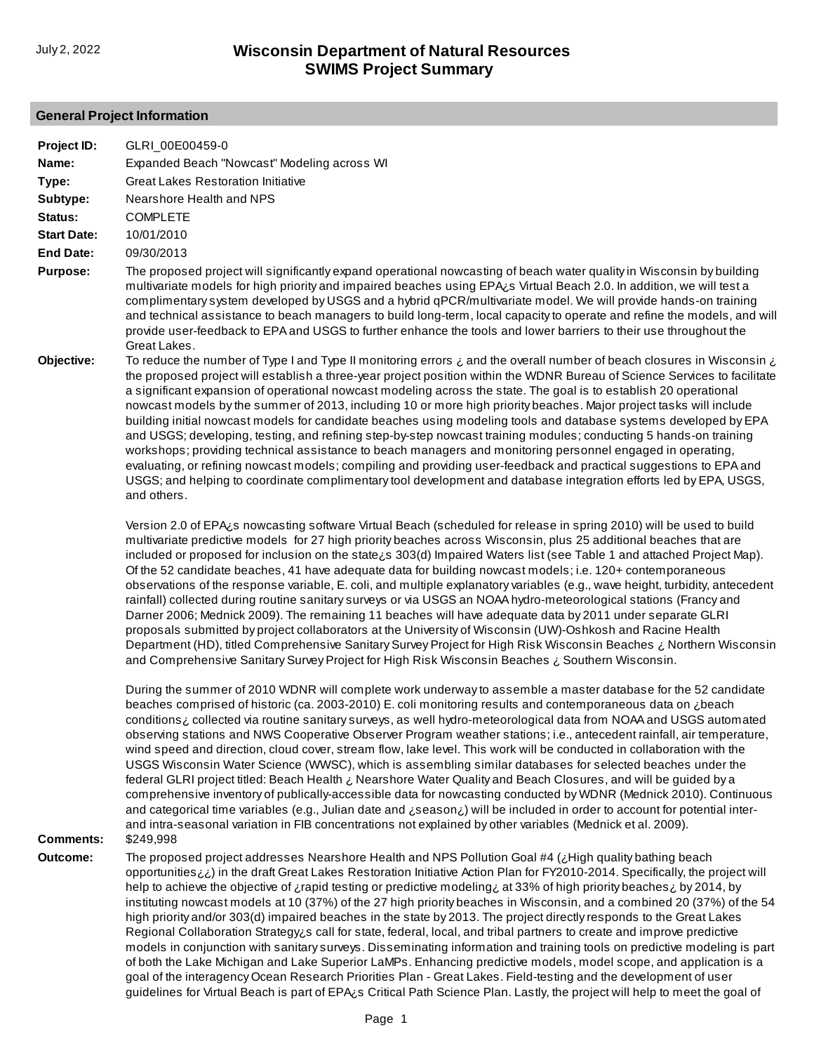# Wisconsin Department of Natural Resources
## SWIMS Project Summary

July 2, 2022

### General Project Information

**Project ID:** GLRI_00E00459-0

**Name:** Expanded Beach "Nowcast" Modeling across WI

**Type:** Great Lakes Restoration Initiative

**Subtype:** Nearshore Health and NPS

**Status:** COMPLETE

**Start Date:** 10/01/2010

**End Date:** 09/30/2013

**Purpose:** The proposed project will significantly expand operational nowcasting of beach water quality in Wisconsin by building multivariate models for high priority and impaired beaches using EPA¿s Virtual Beach 2.0. In addition, we will test a complimentary system developed by USGS and a hybrid qPCR/multivariate model. We will provide hands-on training and technical assistance to beach managers to build long-term, local capacity to operate and refine the models, and will provide user-feedback to EPA and USGS to further enhance the tools and lower barriers to their use throughout the Great Lakes.

**Objective:** To reduce the number of Type I and Type II monitoring errors ¿ and the overall number of beach closures in Wisconsin ¿ the proposed project will establish a three-year project position within the WDNR Bureau of Science Services to facilitate a significant expansion of operational nowcast modeling across the state. The goal is to establish 20 operational nowcast models by the summer of 2013, including 10 or more high priority beaches. Major project tasks will include building initial nowcast models for candidate beaches using modeling tools and database systems developed by EPA and USGS; developing, testing, and refining step-by-step nowcast training modules; conducting 5 hands-on training workshops; providing technical assistance to beach managers and monitoring personnel engaged in operating, evaluating, or refining nowcast models; compiling and providing user-feedback and practical suggestions to EPA and USGS; and helping to coordinate complimentary tool development and database integration efforts led by EPA, USGS, and others.

Version 2.0 of EPA¿s nowcasting software Virtual Beach (scheduled for release in spring 2010) will be used to build multivariate predictive models for 27 high priority beaches across Wisconsin, plus 25 additional beaches that are included or proposed for inclusion on the state¿s 303(d) Impaired Waters list (see Table 1 and attached Project Map). Of the 52 candidate beaches, 41 have adequate data for building nowcast models; i.e. 120+ contemporaneous observations of the response variable, E. coli, and multiple explanatory variables (e.g., wave height, turbidity, antecedent rainfall) collected during routine sanitary surveys or via USGS an NOAA hydro-meteorological stations (Francy and Darner 2006; Mednick 2009). The remaining 11 beaches will have adequate data by 2011 under separate GLRI proposals submitted by project collaborators at the University of Wisconsin (UW)-Oshkosh and Racine Health Department (HD), titled Comprehensive Sanitary Survey Project for High Risk Wisconsin Beaches ¿ Northern Wisconsin and Comprehensive Sanitary Survey Project for High Risk Wisconsin Beaches ¿ Southern Wisconsin.

During the summer of 2010 WDNR will complete work underway to assemble a master database for the 52 candidate beaches comprised of historic (ca. 2003-2010) E. coli monitoring results and contemporaneous data on ¿beach conditions¿ collected via routine sanitary surveys, as well hydro-meteorological data from NOAA and USGS automated observing stations and NWS Cooperative Observer Program weather stations; i.e., antecedent rainfall, air temperature, wind speed and direction, cloud cover, stream flow, lake level. This work will be conducted in collaboration with the USGS Wisconsin Water Science (WWSC), which is assembling similar databases for selected beaches under the federal GLRI project titled: Beach Health ¿ Nearshore Water Quality and Beach Closures, and will be guided by a comprehensive inventory of publically-accessible data for nowcasting conducted by WDNR (Mednick 2010). Continuous and categorical time variables (e.g., Julian date and ¿season¿) will be included in order to account for potential inter- and intra-seasonal variation in FIB concentrations not explained by other variables (Mednick et al. 2009).

**Comments:** $249,998

**Outcome:** The proposed project addresses Nearshore Health and NPS Pollution Goal #4 (¿High quality bathing beach opportunities¿¿) in the draft Great Lakes Restoration Initiative Action Plan for FY2010-2014. Specifically, the project will help to achieve the objective of ¿rapid testing or predictive modeling¿ at 33% of high priority beaches¿ by 2014, by instituting nowcast models at 10 (37%) of the 27 high priority beaches in Wisconsin, and a combined 20 (37%) of the 54 high priority and/or 303(d) impaired beaches in the state by 2013. The project directly responds to the Great Lakes Regional Collaboration Strategy¿s call for state, federal, local, and tribal partners to create and improve predictive models in conjunction with sanitary surveys. Disseminating information and training tools on predictive modeling is part of both the Lake Michigan and Lake Superior LaMPs. Enhancing predictive models, model scope, and application is a goal of the interagency Ocean Research Priorities Plan - Great Lakes. Field-testing and the development of user guidelines for Virtual Beach is part of EPA¿s Critical Path Science Plan. Lastly, the project will help to meet the goal of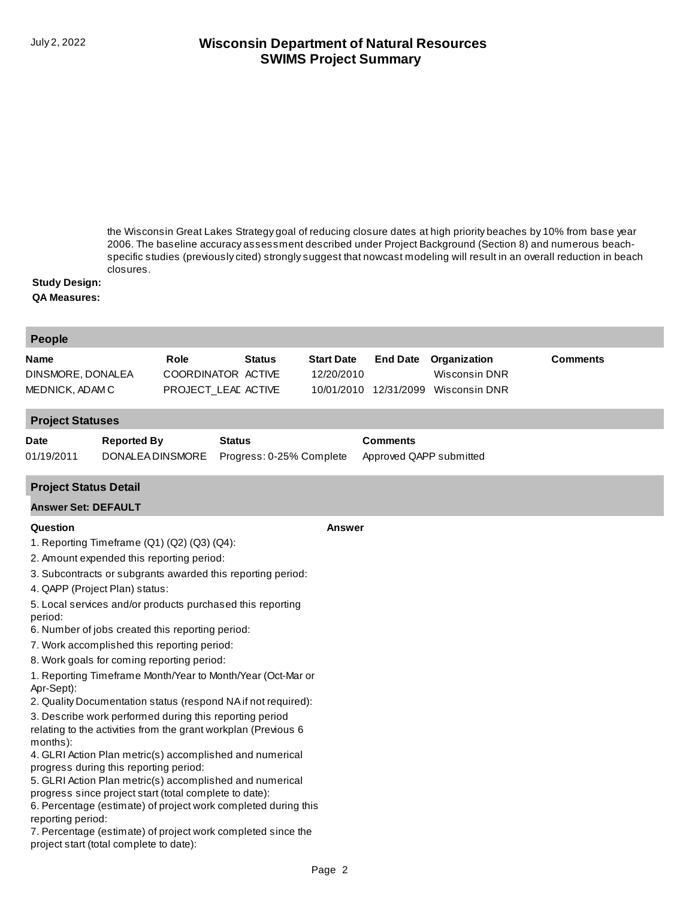the Wisconsin Great Lakes Strategy goal of reducing closure dates at high priority beaches by 10% from base year 2006. The baseline accuracy assessment described under Project Background (Section 8) and numerous beach-specific studies (previously cited) strongly suggest that nowcast modeling will result in an overall reduction in beach closures.

**Study Design:**

**QA Measures:**

## People

| Name | Role | Status | Start Date | End Date | Organization | Comments |
|---|---|---|---|---|---|---|
| DINSMORE, DONALEA | COORDINATOR | ACTIVE | 12/20/2010 | | Wisconsin DNR | |
| MEDNICK, ADAM C | PROJECT_LEAD | ACTIVE | 10/01/2010 | 12/31/2099 | Wisconsin DNR | |

## Project Statuses

| Date | Reported By | Status | Comments |
|---|---|---|---|
| 01/19/2011 | DONALEA DINSMORE | Progress: 0-25% Complete | Approved QAPP submitted |

## Project Status Detail

**Answer Set: DEFAULT**

| Question | Answer |
|---|---|
| 1. Reporting Timeframe (Q1) (Q2) (Q3) (Q4): | |
| 2. Amount expended this reporting period: | |
| 3. Subcontracts or subgrants awarded this reporting period: | |
| 4. QAPP (Project Plan) status: | |
| 5. Local services and/or products purchased this reporting period: | |
| 6. Number of jobs created this reporting period: | |
| 7. Work accomplished this reporting period: | |
| 8. Work goals for coming reporting period: | |
| 1. Reporting Timeframe Month/Year to Month/Year (Oct-Mar or Apr-Sept): | |
| 2. Quality Documentation status (respond NA if not required): | |
| 3. Describe work performed during this reporting period relating to the activities from the grant workplan (Previous 6 months): | |
| 4. GLRI Action Plan metric(s) accomplished and numerical progress during this reporting period: | |
| 5. GLRI Action Plan metric(s) accomplished and numerical progress since project start (total complete to date): | |
| 6. Percentage (estimate) of project work completed during this reporting period: | |
| 7. Percentage (estimate) of project work completed since the project start (total complete to date): | |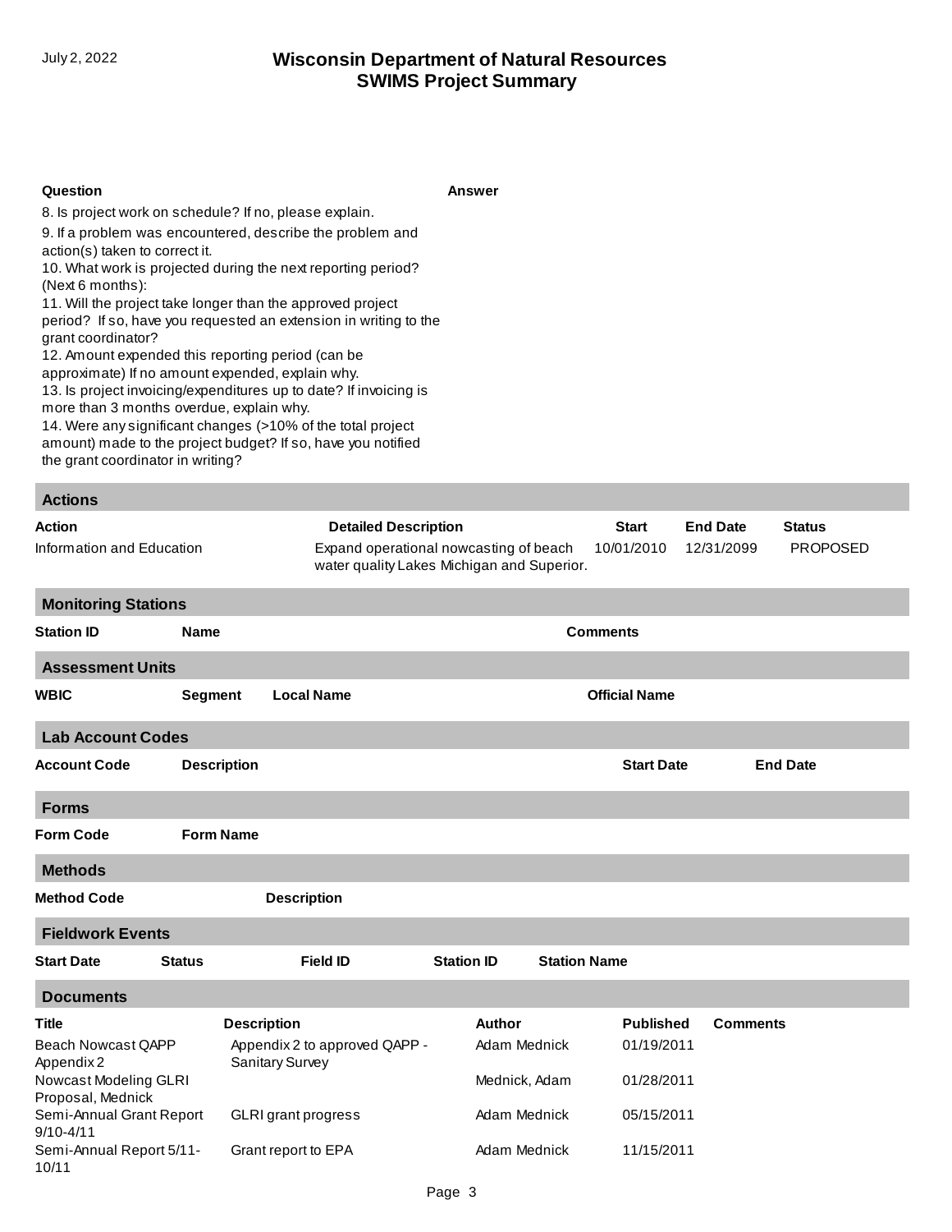| Question | Answer |
|---|---|
| 8. Is project work on schedule? If no, please explain. | |
| 9. If a problem was encountered, describe the problem and action(s) taken to correct it. | |
| 10. What work is projected during the next reporting period? (Next 6 months): | |
| 11. Will the project take longer than the approved project period? If so, have you requested an extension in writing to the grant coordinator? | |
| 12. Amount expended this reporting period (can be approximate) If no amount expended, explain why. | |
| 13. Is project invoicing/expenditures up to date? If invoicing is more than 3 months overdue, explain why. | |
| 14. Were any significant changes (>10% of the total project amount) made to the project budget? If so, have you notified the grant coordinator in writing? | |

## Actions

| Action | Detailed Description | Start | End Date | Status |
|---|---|---|---|---|
| Information and Education | Expand operational nowcasting of beach water quality Lakes Michigan and Superior. | 10/01/2010 | 12/31/2099 | PROPOSED |

## Monitoring Stations

| Station ID | Name | Comments |
|---|---|---|

## Assessment Units

| WBIC | Segment | Local Name | Official Name |
|---|---|---|---|

## Lab Account Codes

| Account Code | Description | Start Date | End Date |
|---|---|---|---|

## Forms

| Form Code | Form Name |
|---|---|

## Methods

| Method Code | Description |
|---|---|

## Fieldwork Events

| Start Date | Status | Field ID | Station ID | Station Name |
|---|---|---|---|---|

## Documents

| Title | Description | Author | Published | Comments |
|---|---|---|---|---|
| Beach Nowcast QAPP Appendix 2 | Appendix 2 to approved QAPP - Sanitary Survey | Adam Mednick | 01/19/2011 | |
| Nowcast Modeling GLRI Proposal, Mednick | | Mednick, Adam | 01/28/2011 | |
| Semi-Annual Grant Report 9/10-4/11 | GLRI grant progress | Adam Mednick | 05/15/2011 | |
| Semi-Annual Report 5/11-10/11 | Grant report to EPA | Adam Mednick | 11/15/2011 | |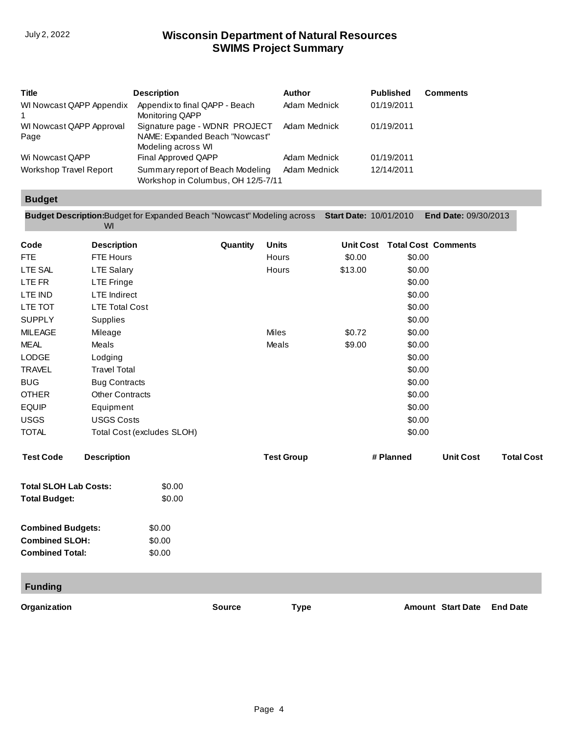| Title | Description | Author | Published | Comments |
| --- | --- | --- | --- | --- |
| WI Nowcast QAPP Appendix 1 | Appendix to final QAPP - Beach Monitoring QAPP | Adam Mednick | 01/19/2011 | |
| WI Nowcast QAPP Approval Page | Signature page - WDNR PROJECT NAME: Expanded Beach "Nowcast" Modeling across WI | Adam Mednick | 01/19/2011 | |
| Wi Nowcast QAPP | Final Approved QAPP | Adam Mednick | 01/19/2011 | |
| Workshop Travel Report | Summary report of Beach Modeling Workshop in Columbus, OH 12/5-7/11 | Adam Mednick | 12/14/2011 | |

## Budget

**Budget Description:** Budget for Expanded Beach "Nowcast" Modeling across WI **Start Date:** 10/01/2010 **End Date:** 09/30/2013

| Code | Description | Quantity | Units | Unit Cost | Total Cost | Comments |
| --- | --- | --- | --- | --- | --- | --- |
| FTE | FTE Hours | | Hours | $0.00 | $0.00 | |
| LTE SAL | LTE Salary | | Hours | $13.00 | $0.00 | |
| LTE FR | LTE Fringe | | | | $0.00 | |
| LTE IND | LTE Indirect | | | | $0.00 | |
| LTE TOT | LTE Total Cost | | | | $0.00 | |
| SUPPLY | Supplies | | | | $0.00 | |
| MILEAGE | Mileage | | Miles | $0.72 | $0.00 | |
| MEAL | Meals | | Meals | $9.00 | $0.00 | |
| LODGE | Lodging | | | | $0.00 | |
| TRAVEL | Travel Total | | | | $0.00 | |
| BUG | Bug Contracts | | | | $0.00 | |
| OTHER | Other Contracts | | | | $0.00 | |
| EQUIP | Equipment | | | | $0.00 | |
| USGS | USGS Costs | | | | $0.00 | |
| TOTAL | Total Cost (excludes SLOH) | | | | $0.00 | |

| Test Code | Description | Test Group | # Planned | Unit Cost | Total Cost |
| --- | --- | --- | --- | --- | --- |

**Total SLOH Lab Costs:** $0.00
**Total Budget:** $0.00

**Combined Budgets:** $0.00
**Combined SLOH:** $0.00
**Combined Total:** $0.00

## Funding

| Organization | Source | Type | Amount | Start Date | End Date |
| --- | --- | --- | --- | --- | --- |